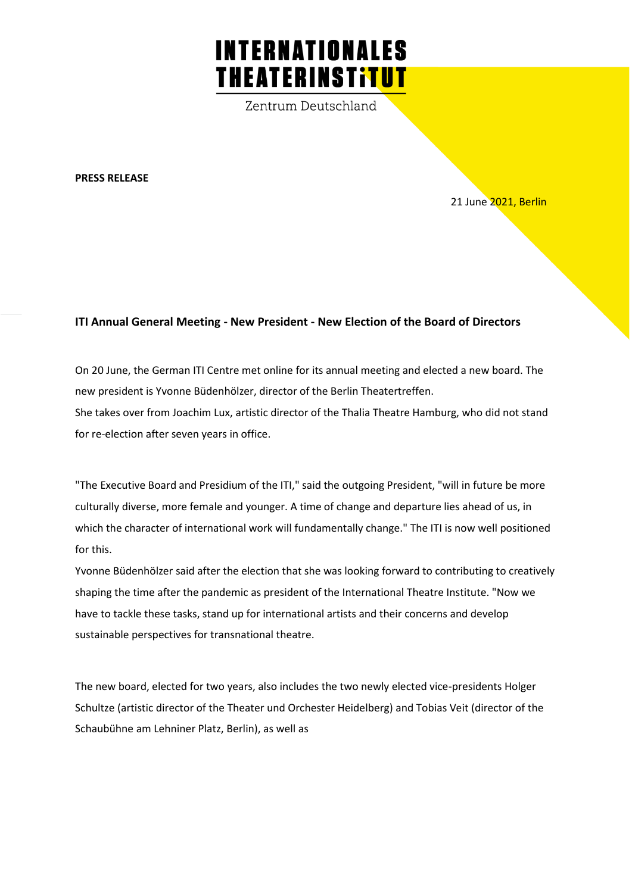**INTERNATIONALES THEATERINSTITUT**

Zentrum Deutschland

**PRESS RELEASE**

21 June 2021, Berlin

**ITI Annual General Meeting - New President - New Election of the Board of Directors**

On 20 June, the German ITI Centre met online for its annual meeting and elected a new board. The new president is Yvonne Büdenhölzer, director of the Berlin Theatertreffen.
She takes over from Joachim Lux, artistic director of the Thalia Theatre Hamburg, who did not stand for re-election after seven years in office.

"The Executive Board and Presidium of the ITI," said the outgoing President, "will in future be more culturally diverse, more female and younger. A time of change and departure lies ahead of us, in which the character of international work will fundamentally change." The ITI is now well positioned for this.
Yvonne Büdenhölzer said after the election that she was looking forward to contributing to creatively shaping the time after the pandemic as president of the International Theatre Institute. "Now we have to tackle these tasks, stand up for international artists and their concerns and develop sustainable perspectives for transnational theatre.

The new board, elected for two years, also includes the two newly elected vice-presidents Holger Schultze (artistic director of the Theater und Orchester Heidelberg) and Tobias Veit (director of the Schaubühne am Lehniner Platz, Berlin), as well as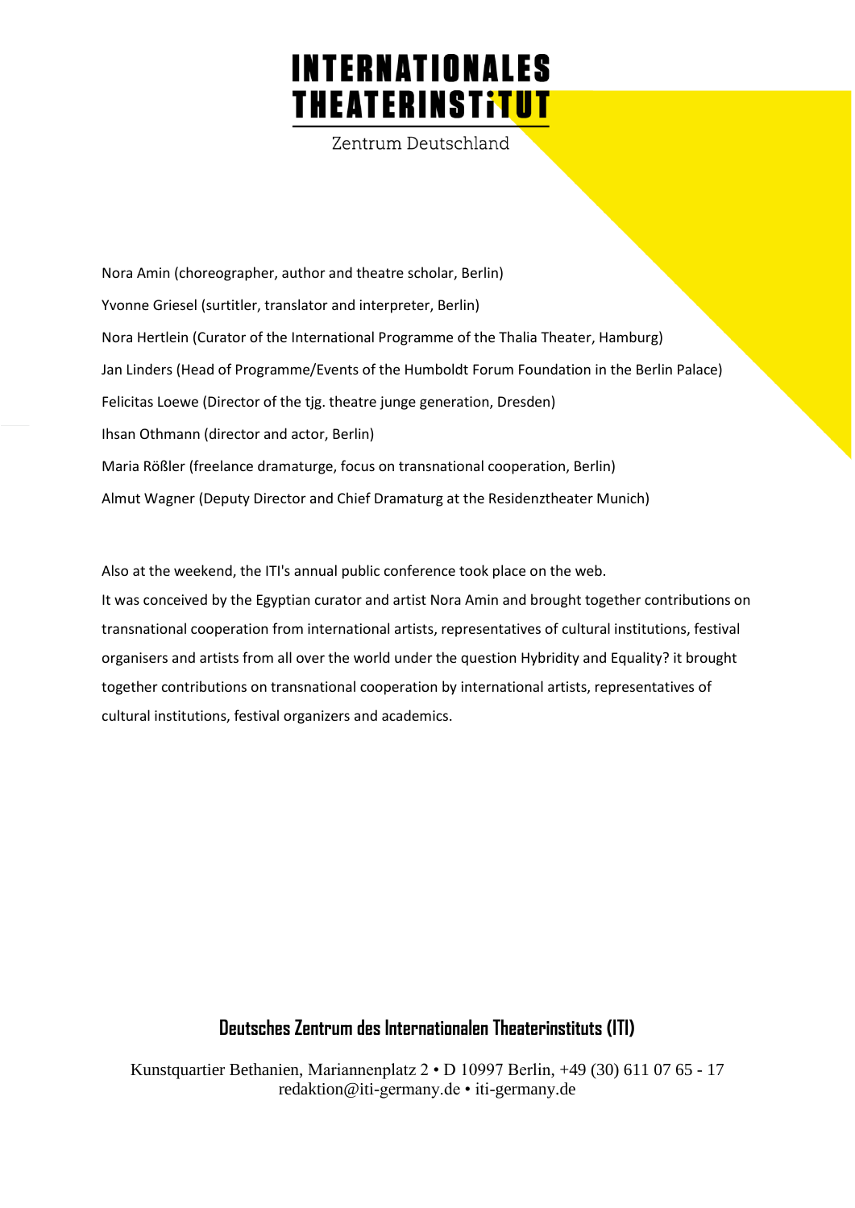Nora Amin (choreographer, author and theatre scholar, Berlin)

Yvonne Griesel (surtitler, translator and interpreter, Berlin)

Nora Hertlein (Curator of the International Programme of the Thalia Theater, Hamburg)

Jan Linders (Head of Programme/Events of the Humboldt Forum Foundation in the Berlin Palace)

Felicitas Loewe (Director of the tjg. theatre junge generation, Dresden)

Ihsan Othmann (director and actor, Berlin)

Maria Rößler (freelance dramaturge, focus on transnational cooperation, Berlin)

Almut Wagner (Deputy Director and Chief Dramaturg at the Residenztheater Munich)

Also at the weekend, the ITI's annual public conference took place on the web.
It was conceived by the Egyptian curator and artist Nora Amin and brought together contributions on transnational cooperation from international artists, representatives of cultural institutions, festival organisers and artists from all over the world under the question Hybridity and Equality? it brought together contributions on transnational cooperation by international artists, representatives of cultural institutions, festival organizers and academics.